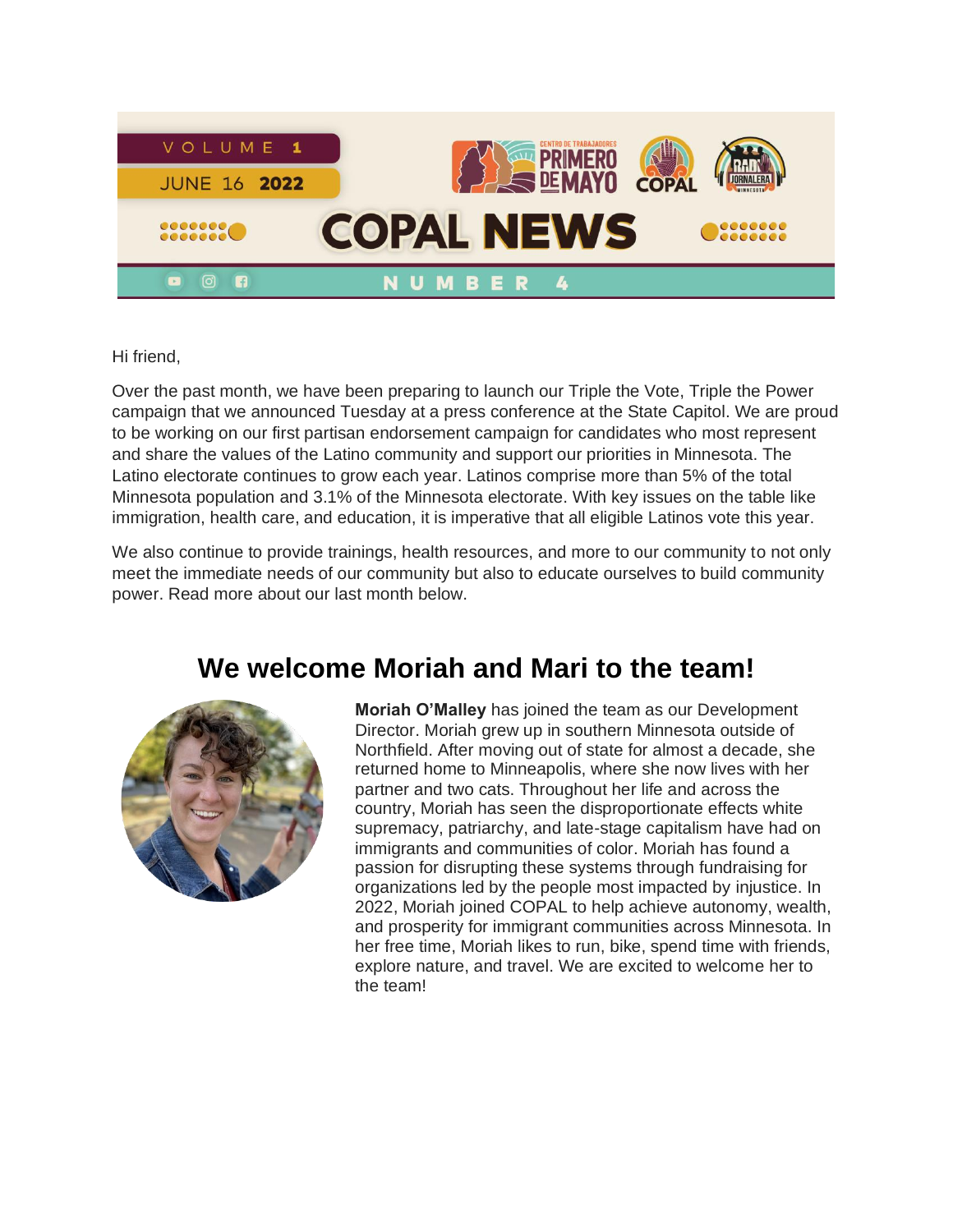VOLUME 1

JUNE 16 2022

CENTRO DE TRABAJADORES PRIMERO DE MAYO · COPAL · JORNALERA MINNESOTA

# COPAL NEWS

NUMBER 4

Hi friend,

Over the past month, we have been preparing to launch our Triple the Vote, Triple the Power campaign that we announced Tuesday at a press conference at the State Capitol. We are proud to be working on our first partisan endorsement campaign for candidates who most represent and share the values of the Latino community and support our priorities in Minnesota. The Latino electorate continues to grow each year. Latinos comprise more than 5% of the total Minnesota population and 3.1% of the Minnesota electorate. With key issues on the table like immigration, health care, and education, it is imperative that all eligible Latinos vote this year.

We also continue to provide trainings, health resources, and more to our community to not only meet the immediate needs of our community but also to educate ourselves to build community power. Read more about our last month below.

## We welcome Moriah and Mari to the team!

**Moriah O'Malley** has joined the team as our Development Director. Moriah grew up in southern Minnesota outside of Northfield. After moving out of state for almost a decade, she returned home to Minneapolis, where she now lives with her partner and two cats. Throughout her life and across the country, Moriah has seen the disproportionate effects white supremacy, patriarchy, and late-stage capitalism have had on immigrants and communities of color. Moriah has found a passion for disrupting these systems through fundraising for organizations led by the people most impacted by injustice. In 2022, Moriah joined COPAL to help achieve autonomy, wealth, and prosperity for immigrant communities across Minnesota. In her free time, Moriah likes to run, bike, spend time with friends, explore nature, and travel. We are excited to welcome her to the team!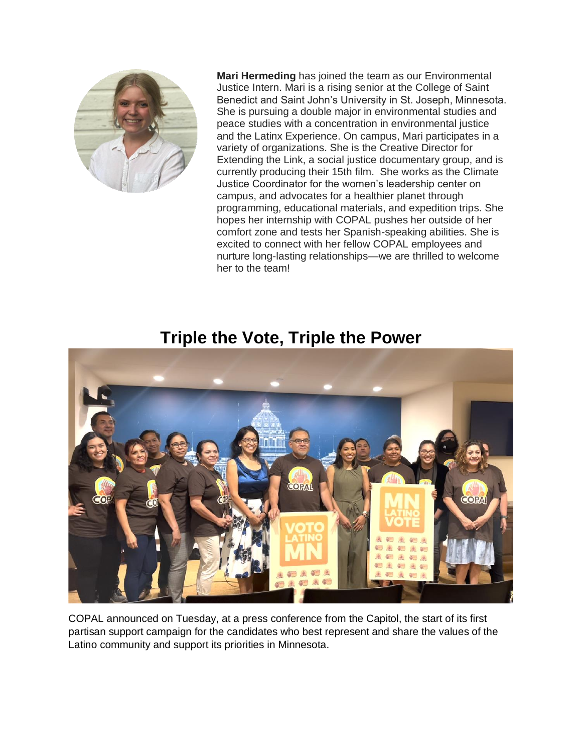**Mari Hermeding** has joined the team as our Environmental Justice Intern. Mari is a rising senior at the College of Saint Benedict and Saint John's University in St. Joseph, Minnesota. She is pursuing a double major in environmental studies and peace studies with a concentration in environmental justice and the Latinx Experience. On campus, Mari participates in a variety of organizations. She is the Creative Director for Extending the Link, a social justice documentary group, and is currently producing their 15th film. She works as the Climate Justice Coordinator for the women's leadership center on campus, and advocates for a healthier planet through programming, educational materials, and expedition trips. She hopes her internship with COPAL pushes her outside of her comfort zone and tests her Spanish-speaking abilities. She is excited to connect with her fellow COPAL employees and nurture long-lasting relationships—we are thrilled to welcome her to the team!

## Triple the Vote, Triple the Power

COPAL announced on Tuesday, at a press conference from the Capitol, the start of its first partisan support campaign for the candidates who best represent and share the values of the Latino community and support its priorities in Minnesota.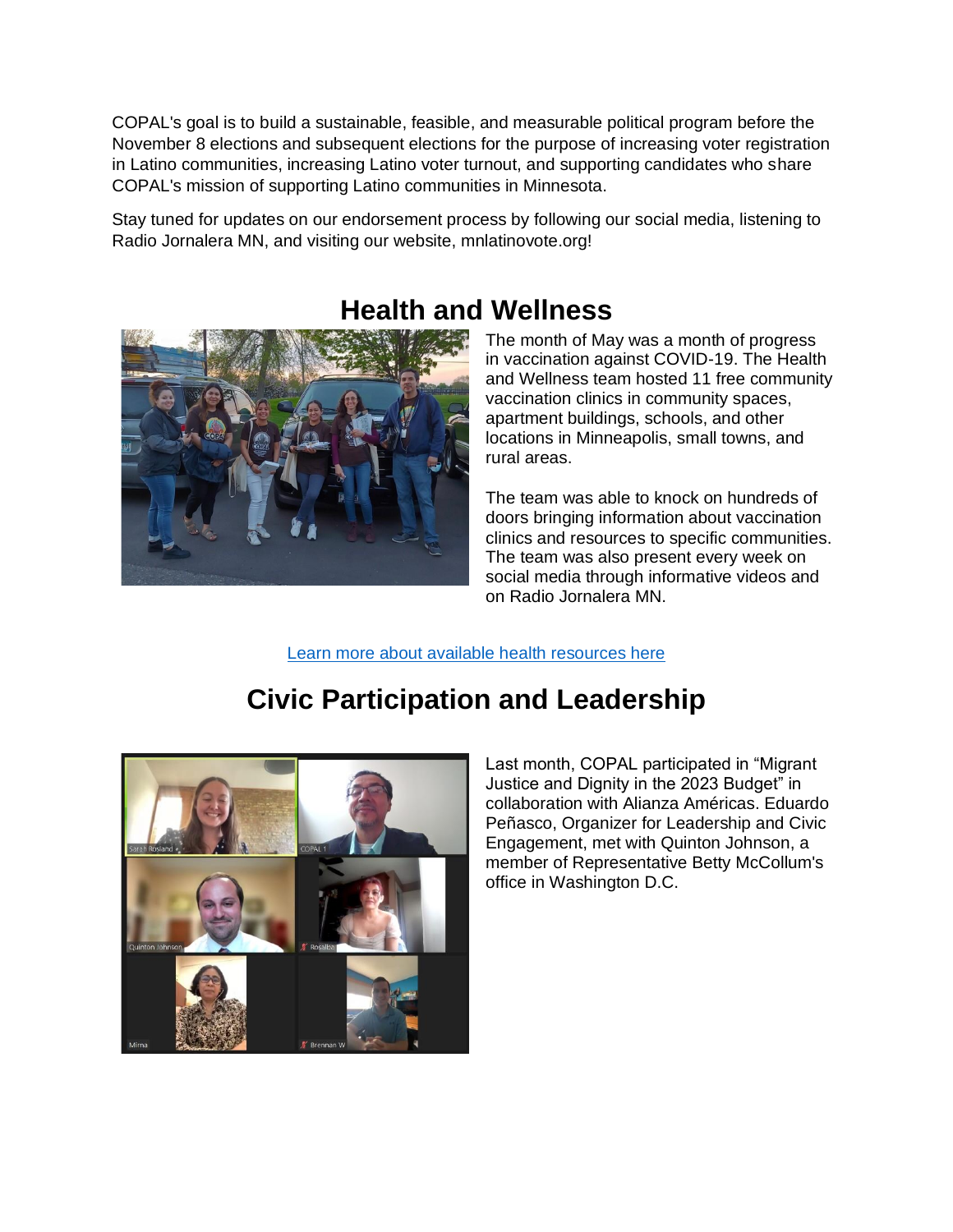COPAL's goal is to build a sustainable, feasible, and measurable political program before the November 8 elections and subsequent elections for the purpose of increasing voter registration in Latino communities, increasing Latino voter turnout, and supporting candidates who share COPAL's mission of supporting Latino communities in Minnesota.

Stay tuned for updates on our endorsement process by following our social media, listening to Radio Jornalera MN, and visiting our website, mnlatinovote.org!

## Health and Wellness

The month of May was a month of progress in vaccination against COVID-19. The Health and Wellness team hosted 11 free community vaccination clinics in community spaces, apartment buildings, schools, and other locations in Minneapolis, small towns, and rural areas.

The team was able to knock on hundreds of doors bringing information about vaccination clinics and resources to specific communities. The team was also present every week on social media through informative videos and on Radio Jornalera MN.

Learn more about available health resources here

## Civic Participation and Leadership

Last month, COPAL participated in "Migrant Justice and Dignity in the 2023 Budget" in collaboration with Alianza Américas. Eduardo Peñasco, Organizer for Leadership and Civic Engagement, met with Quinton Johnson, a member of Representative Betty McCollum's office in Washington D.C.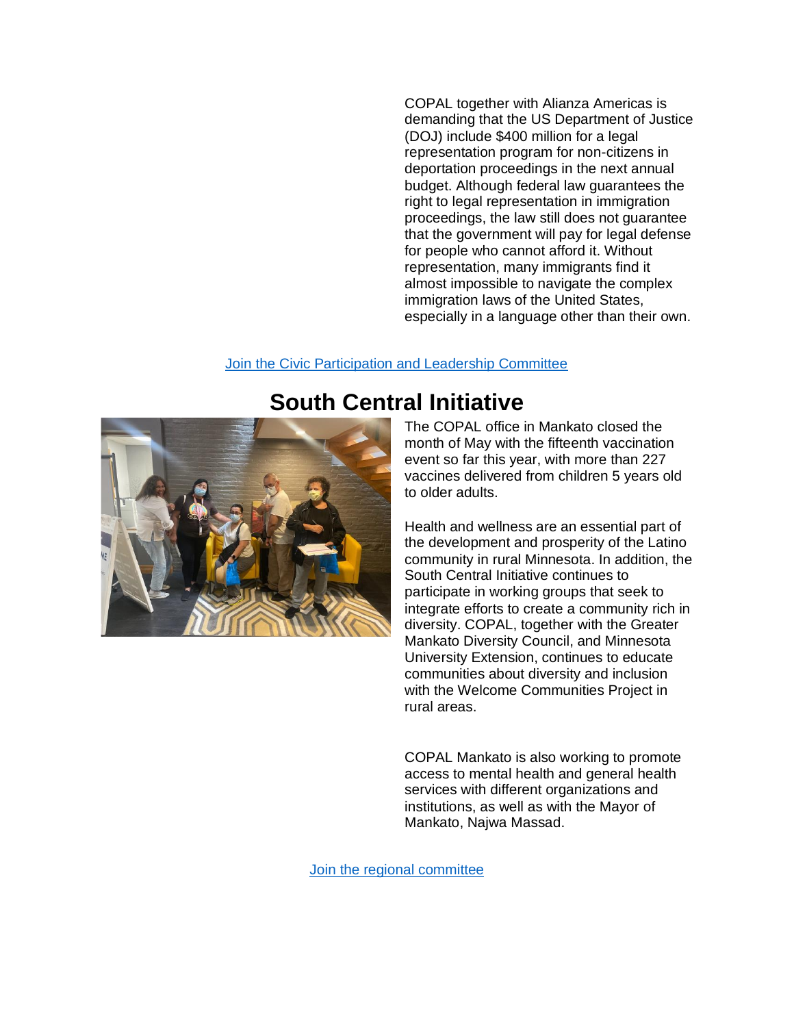COPAL together with Alianza Americas is demanding that the US Department of Justice (DOJ) include $400 million for a legal representation program for non-citizens in deportation proceedings in the next annual budget. Although federal law guarantees the right to legal representation in immigration proceedings, the law still does not guarantee that the government will pay for legal defense for people who cannot afford it. Without representation, many immigrants find it almost impossible to navigate the complex immigration laws of the United States, especially in a language other than their own.

Join the Civic Participation and Leadership Committee

## South Central Initiative

The COPAL office in Mankato closed the month of May with the fifteenth vaccination event so far this year, with more than 227 vaccines delivered from children 5 years old to older adults.

Health and wellness are an essential part of the development and prosperity of the Latino community in rural Minnesota. In addition, the South Central Initiative continues to participate in working groups that seek to integrate efforts to create a community rich in diversity. COPAL, together with the Greater Mankato Diversity Council, and Minnesota University Extension, continues to educate communities about diversity and inclusion with the Welcome Communities Project in rural areas.

COPAL Mankato is also working to promote access to mental health and general health services with different organizations and institutions, as well as with the Mayor of Mankato, Najwa Massad.

Join the regional committee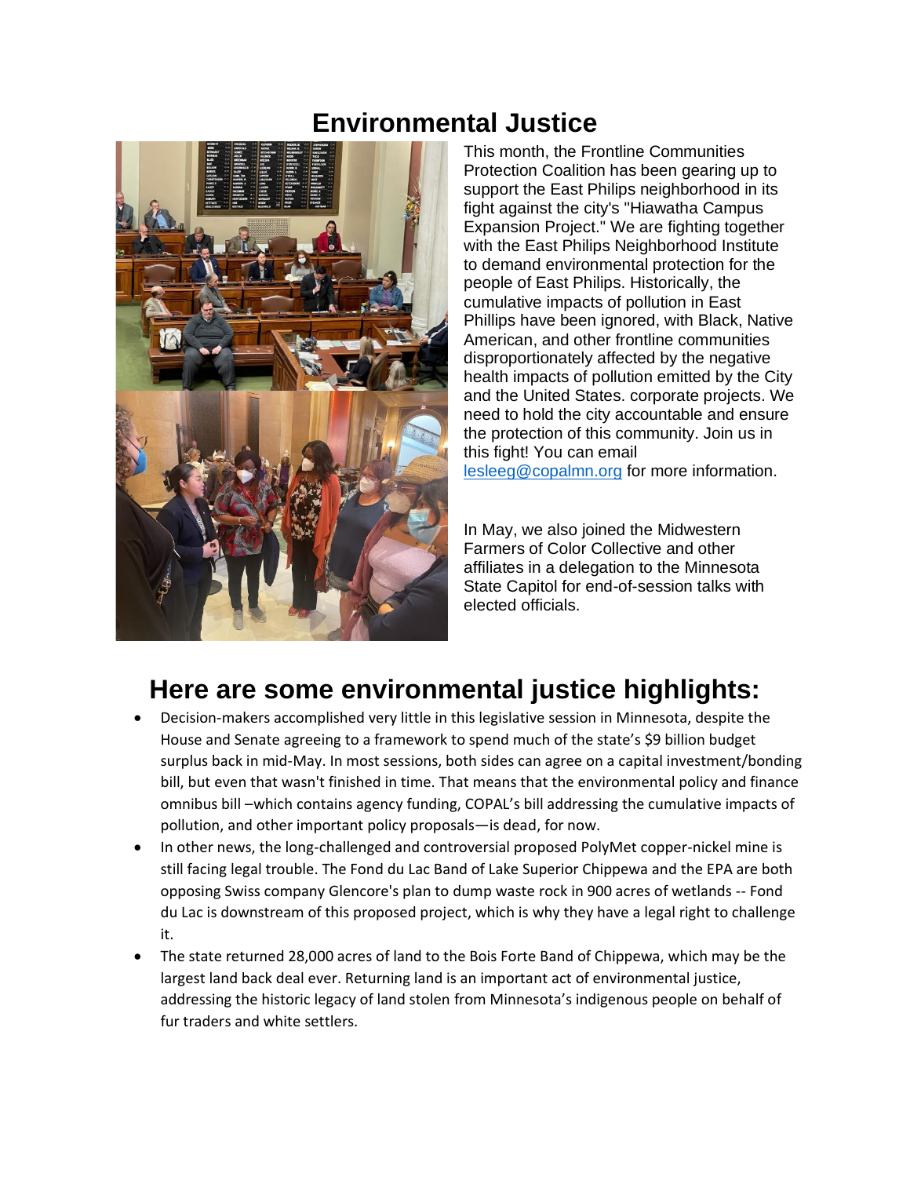# Environmental Justice

This month, the Frontline Communities Protection Coalition has been gearing up to support the East Philips neighborhood in its fight against the city's "Hiawatha Campus Expansion Project." We are fighting together with the East Philips Neighborhood Institute to demand environmental protection for the people of East Philips. Historically, the cumulative impacts of pollution in East Phillips have been ignored, with Black, Native American, and other frontline communities disproportionately affected by the negative health impacts of pollution emitted by the City and the United States. corporate projects. We need to hold the city accountable and ensure the protection of this community. Join us in this fight! You can email [lesleeg@copalmn.org](mailto:lesleeg@copalmn.org) for more information.

In May, we also joined the Midwestern Farmers of Color Collective and other affiliates in a delegation to the Minnesota State Capitol for end-of-session talks with elected officials.

## Here are some environmental justice highlights:

- Decision-makers accomplished very little in this legislative session in Minnesota, despite the House and Senate agreeing to a framework to spend much of the state's $9 billion budget surplus back in mid-May. In most sessions, both sides can agree on a capital investment/bonding bill, but even that wasn't finished in time. That means that the environmental policy and finance omnibus bill –which contains agency funding, COPAL's bill addressing the cumulative impacts of pollution, and other important policy proposals—is dead, for now.
- In other news, the long-challenged and controversial proposed PolyMet copper-nickel mine is still facing legal trouble. The Fond du Lac Band of Lake Superior Chippewa and the EPA are both opposing Swiss company Glencore's plan to dump waste rock in 900 acres of wetlands -- Fond du Lac is downstream of this proposed project, which is why they have a legal right to challenge it.
- The state returned 28,000 acres of land to the Bois Forte Band of Chippewa, which may be the largest land back deal ever. Returning land is an important act of environmental justice, addressing the historic legacy of land stolen from Minnesota's indigenous people on behalf of fur traders and white settlers.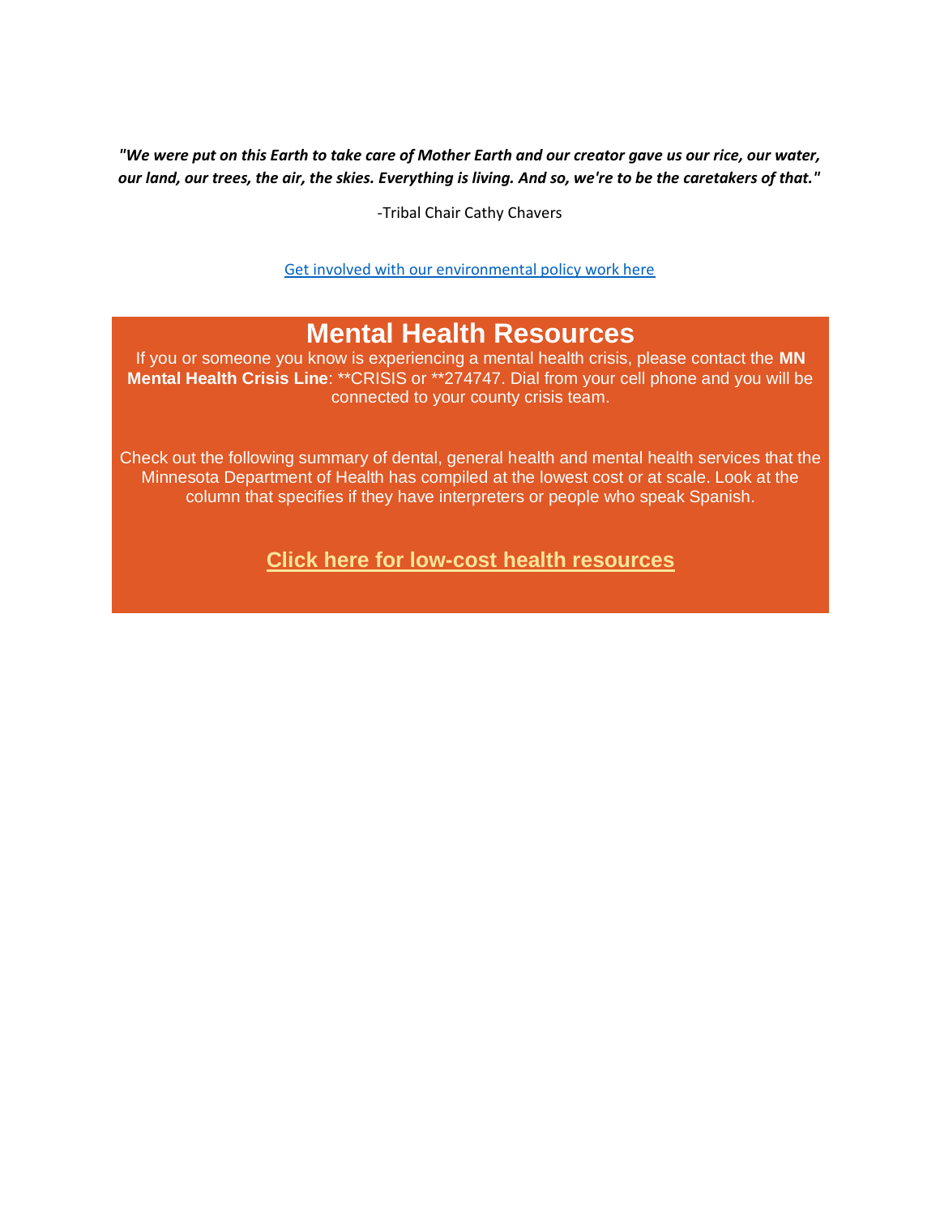*"We were put on this Earth to take care of Mother Earth and our creator gave us our rice, our water, our land, our trees, the air, the skies. Everything is living. And so, we're to be the caretakers of that."*

-Tribal Chair Cathy Chavers

Get involved with our environmental policy work here

## Mental Health Resources

If you or someone you know is experiencing a mental health crisis, please contact the **MN Mental Health Crisis Line**: **CRISIS or **274747. Dial from your cell phone and you will be connected to your county crisis team.

Check out the following summary of dental, general health and mental health services that the Minnesota Department of Health has compiled at the lowest cost or at scale. Look at the column that specifies if they have interpreters or people who speak Spanish.

**Click here for low-cost health resources**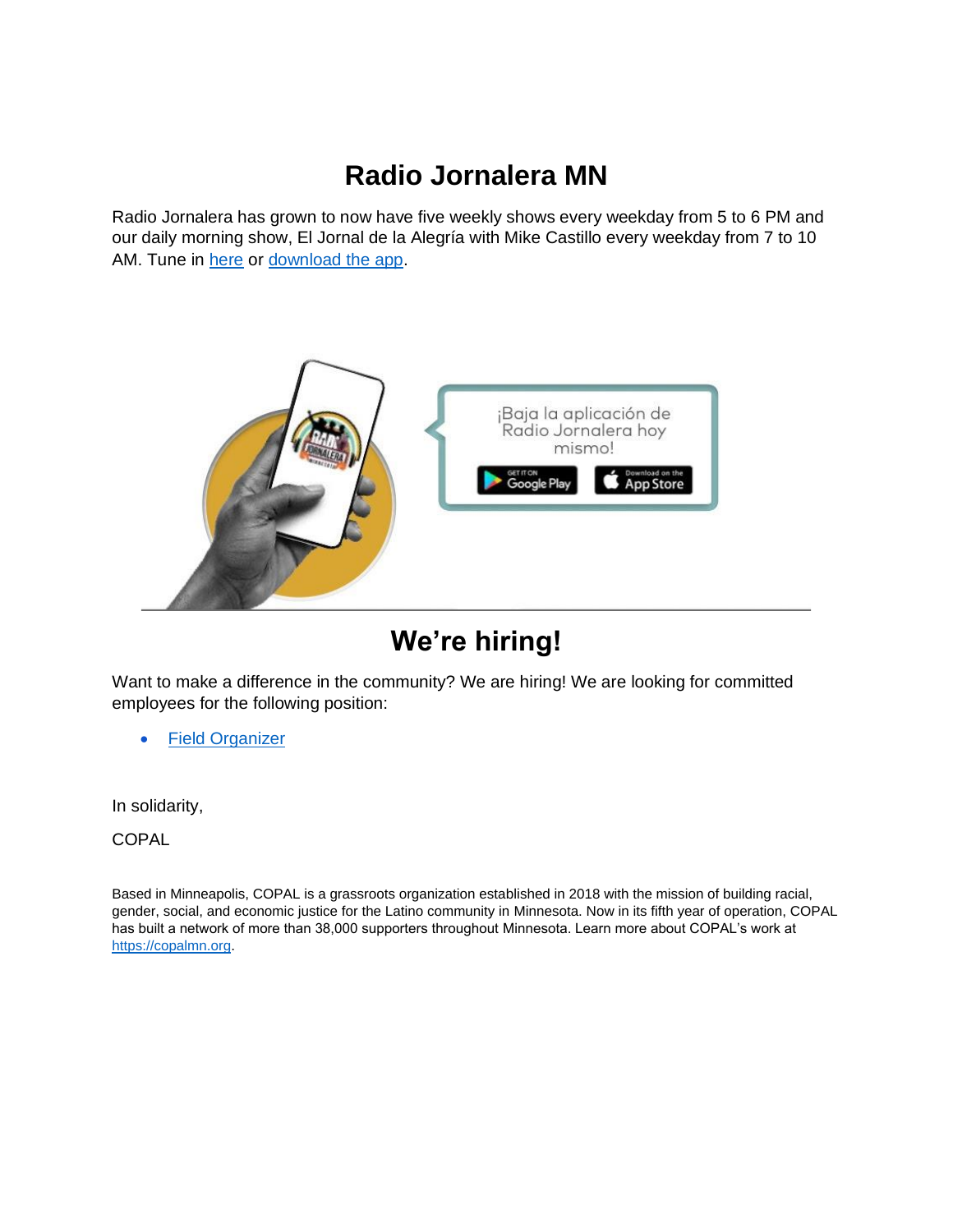# Radio Jornalera MN

Radio Jornalera has grown to now have five weekly shows every weekday from 5 to 6 PM and our daily morning show, El Jornal de la Alegría with Mike Castillo every weekday from 7 to 10 AM. Tune in [here]() or [download the app]().

¡Baja la aplicación de Radio Jornalera hoy mismo!

GET IT ON Google Play

Download on the App Store

---

# We're hiring!

Want to make a difference in the community? We are hiring! We are looking for committed employees for the following position:

- [Field Organizer]()

In solidarity,

COPAL

Based in Minneapolis, COPAL is a grassroots organization established in 2018 with the mission of building racial, gender, social, and economic justice for the Latino community in Minnesota. Now in its fifth year of operation, COPAL has built a network of more than 38,000 supporters throughout Minnesota. Learn more about COPAL's work at [https://copalmn.org](https://copalmn.org).